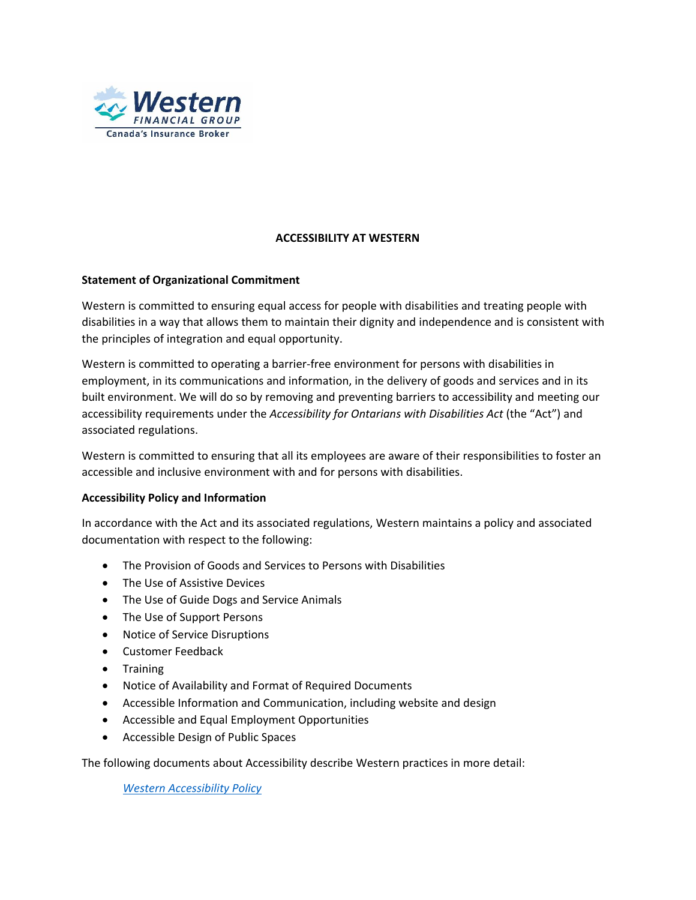# ACCESSIBILITY AT WESTERN

## Statement of Organizational Commitment

Western is committed to ensuring equal access for people with disabilities and treating people with disabilities in a way that allows them to maintain their dignity and independence and is consistent with the principles of integration and equal opportunity.

Western is committed to operating a barrier-free environment for persons with disabilities in employment, in its communications and information, in the delivery of goods and services and in its built environment. We will do so by removing and preventing barriers to accessibility and meeting our accessibility requirements under the *Accessibility for Ontarians with Disabilities Act* (the "Act") and associated regulations.

Western is committed to ensuring that all its employees are aware of their responsibilities to foster an accessible and inclusive environment with and for persons with disabilities.

## Accessibility Policy and Information

In accordance with the Act and its associated regulations, Western maintains a policy and associated documentation with respect to the following:

- The Provision of Goods and Services to Persons with Disabilities
- The Use of Assistive Devices
- The Use of Guide Dogs and Service Animals
- The Use of Support Persons
- Notice of Service Disruptions
- Customer Feedback
- Training
- Notice of Availability and Format of Required Documents
- Accessible Information and Communication, including website and design
- Accessible and Equal Employment Opportunities
- Accessible Design of Public Spaces

The following documents about Accessibility describe Western practices in more detail:

*Western Accessibility Policy*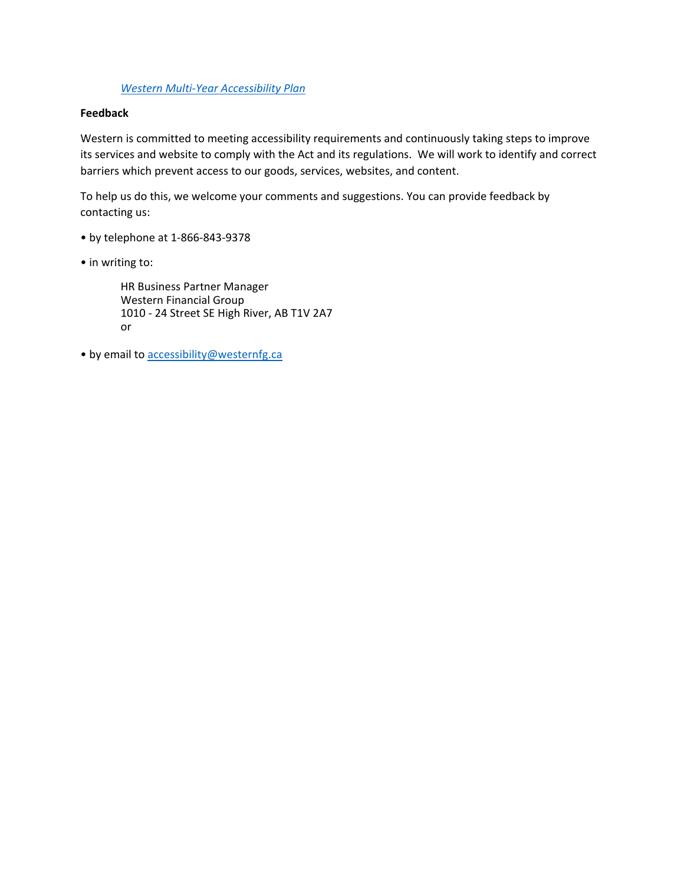*[Western Multi-Year Accessibility Plan]*

**Feedback**

Western is committed to meeting accessibility requirements and continuously taking steps to improve its services and website to comply with the Act and its regulations. We will work to identify and correct barriers which prevent access to our goods, services, websites, and content.

To help us do this, we welcome your comments and suggestions. You can provide feedback by contacting us:

- by telephone at 1-866-843-9378
- in writing to:

  HR Business Partner Manager
  Western Financial Group
  1010 - 24 Street SE High River, AB T1V 2A7
  or

- by email to accessibility@westernfg.ca